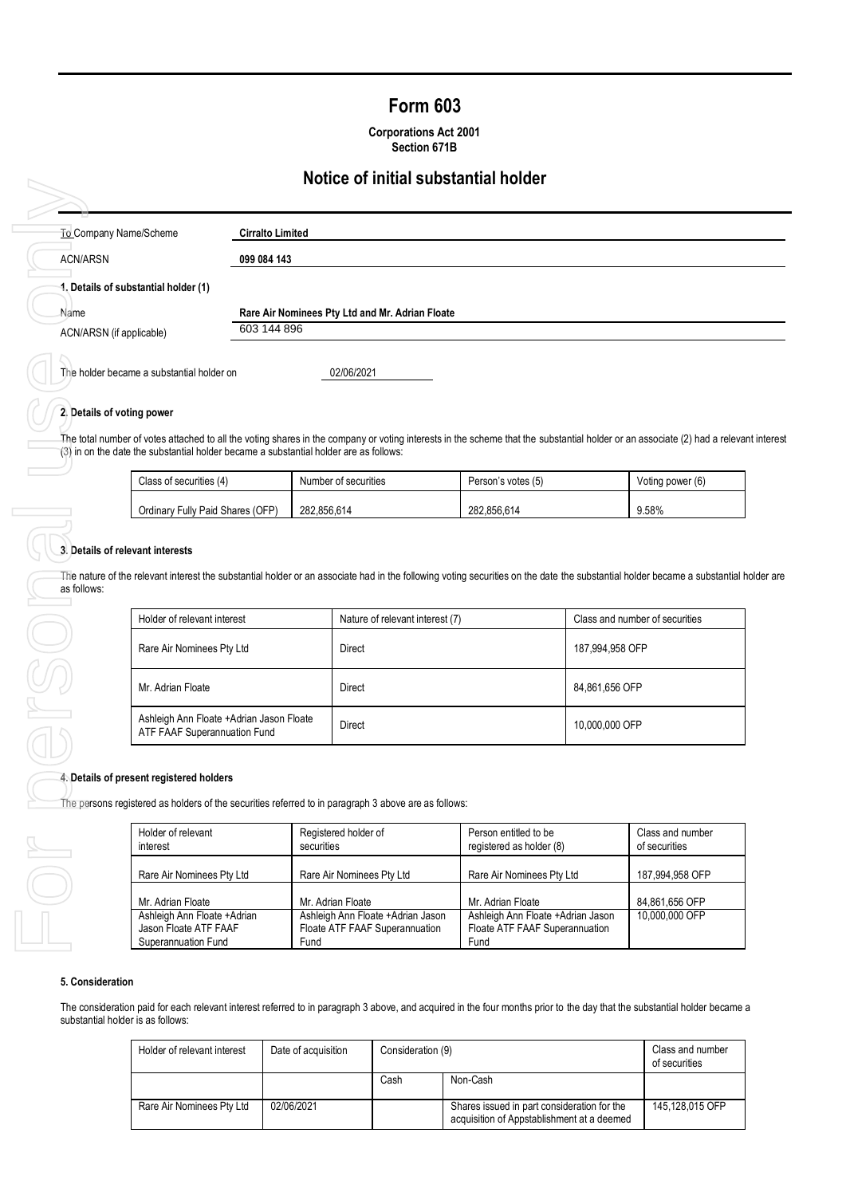# Form 603

**Corporations Act 2001**
**Section 671B**

## Notice of initial substantial holder

| | |
|---|---|
| To Company Name/Scheme | **Cirralto Limited** |
| ACN/ARSN | **099 084 143** |

**1. Details of substantial holder (1)**

| | |
|---|---|
| Name | **Rare Air Nominees Pty Ltd and Mr. Adrian Floate** |
| ACN/ARSN (if applicable) | 603 144 896 |

The holder became a substantial holder on 02/06/2021

**2. Details of voting power**

The total number of votes attached to all the voting shares in the company or voting interests in the scheme that the substantial holder or an associate (2) had a relevant interest (3) in on the date the substantial holder became a substantial holder are as follows:

| Class of securities (4) | Number of securities | Person's votes (5) | Voting power (6) |
|---|---|---|---|
| Ordinary Fully Paid Shares (OFP) | 282,856,614 | 282,856,614 | 9.58% |

**3. Details of relevant interests**

The nature of the relevant interest the substantial holder or an associate had in the following voting securities on the date the substantial holder became a substantial holder are as follows:

| Holder of relevant interest | Nature of relevant interest (7) | Class and number of securities |
|---|---|---|
| Rare Air Nominees Pty Ltd | Direct | 187,994,958 OFP |
| Mr. Adrian Floate | Direct | 84,861,656 OFP |
| Ashleigh Ann Floate +Adrian Jason Floate ATF FAAF Superannuation Fund | Direct | 10,000,000 OFP |

**4. Details of present registered holders**

The persons registered as holders of the securities referred to in paragraph 3 above are as follows:

| Holder of relevant interest | Registered holder of securities | Person entitled to be registered as holder (8) | Class and number of securities |
|---|---|---|---|
| Rare Air Nominees Pty Ltd | Rare Air Nominees Pty Ltd | Rare Air Nominees Pty Ltd | 187,994,958 OFP |
| Mr. Adrian Floate | Mr. Adrian Floate | Mr. Adrian Floate | 84,861,656 OFP |
| Ashleigh Ann Floate +Adrian Jason Floate ATF FAAF Superannuation Fund | Ashleigh Ann Floate +Adrian Jason Floate ATF FAAF Superannuation Fund | Ashleigh Ann Floate +Adrian Jason Floate ATF FAAF Superannuation Fund | 10,000,000 OFP |

**5. Consideration**

The consideration paid for each relevant interest referred to in paragraph 3 above, and acquired in the four months prior to the day that the substantial holder became a substantial holder is as follows:

| Holder of relevant interest | Date of acquisition | Consideration (9) | | Class and number of securities |
|---|---|---|---|---|
| | | Cash | Non-Cash | |
| Rare Air Nominees Pty Ltd | 02/06/2021 | | Shares issued in part consideration for the acquisition of Appstablishment at a deemed | 145,128,015 OFP |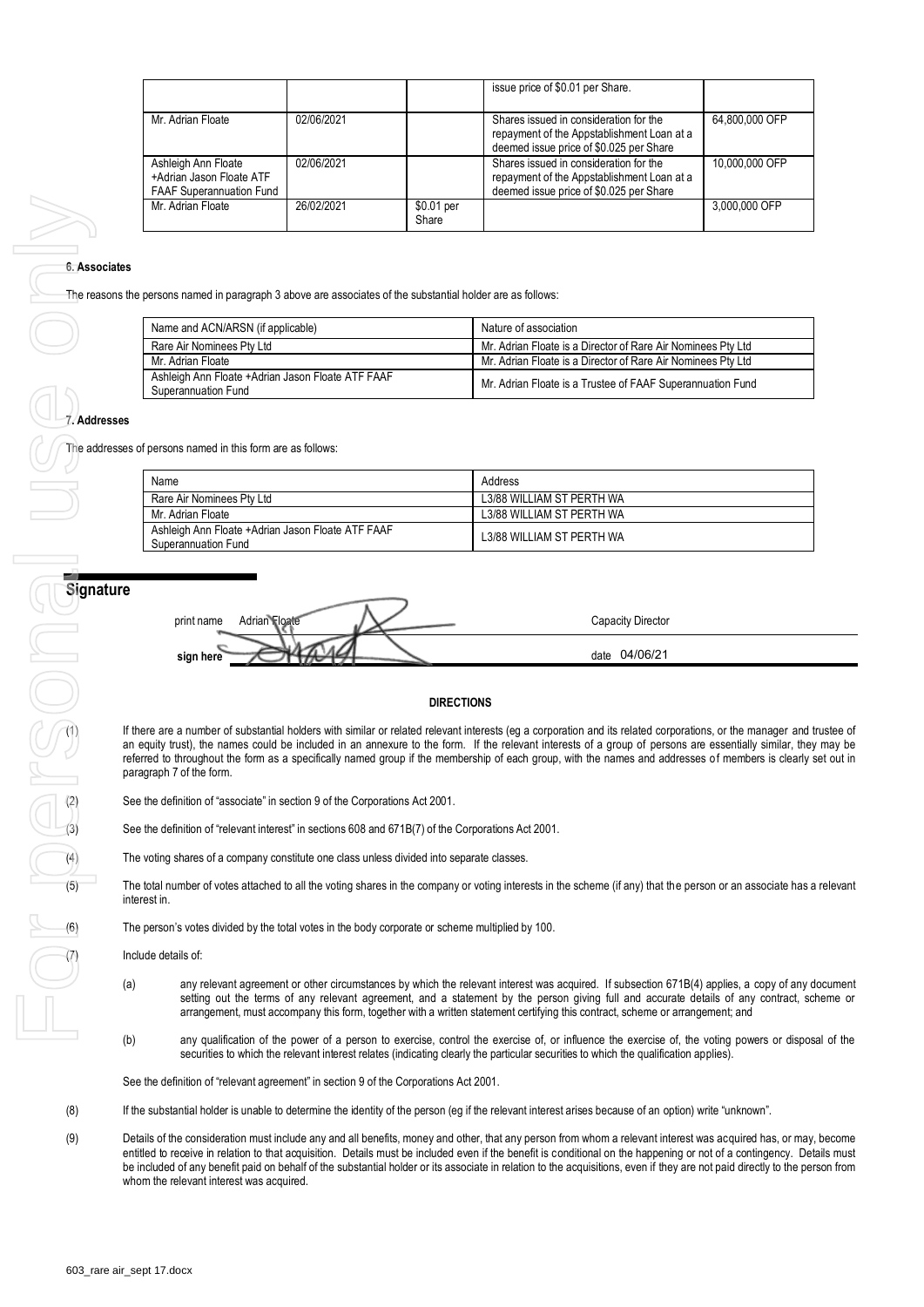|  |  |  | issue price of $0.01 per Share. |  |
| --- | --- | --- | --- | --- |
| Mr. Adrian Floate | 02/06/2021 |  | Shares issued in consideration for the repayment of the Appstablishment Loan at a deemed issue price of $0.025 per Share | 64,800,000 OFP |
| Ashleigh Ann Floate +Adrian Jason Floate ATF FAAF Superannuation Fund | 02/06/2021 |  | Shares issued in consideration for the repayment of the Appstablishment Loan at a deemed issue price of $0.025 per Share | 10,000,000 OFP |
| Mr. Adrian Floate | 26/02/2021 | $0.01 per Share |  | 3,000,000 OFP |

**6. Associates**

The reasons the persons named in paragraph 3 above are associates of the substantial holder are as follows:

| Name and ACN/ARSN (if applicable) | Nature of association |
| --- | --- |
| Rare Air Nominees Pty Ltd | Mr. Adrian Floate is a Director of Rare Air Nominees Pty Ltd |
| Mr. Adrian Floate | Mr. Adrian Floate is a Director of Rare Air Nominees Pty Ltd |
| Ashleigh Ann Floate +Adrian Jason Floate ATF FAAF Superannuation Fund | Mr. Adrian Floate is a Trustee of FAAF Superannuation Fund |

**7. Addresses**

The addresses of persons named in this form are as follows:

| Name | Address |
| --- | --- |
| Rare Air Nominees Pty Ltd | L3/88 WILLIAM ST PERTH WA |
| Mr. Adrian Floate | L3/88 WILLIAM ST PERTH WA |
| Ashleigh Ann Floate +Adrian Jason Floate ATF FAAF Superannuation Fund | L3/88 WILLIAM ST PERTH WA |

## Signature

print name Adrian Floate    Capacity Director

sign here    date 04/06/21

**DIRECTIONS**

(1) If there are a number of substantial holders with similar or related relevant interests (eg a corporation and its related corporations, or the manager and trustee of an equity trust), the names could be included in an annexure to the form. If the relevant interests of a group of persons are essentially similar, they may be referred to throughout the form as a specifically named group if the membership of each group, with the names and addresses of members is clearly set out in paragraph 7 of the form.

(2) See the definition of "associate" in section 9 of the Corporations Act 2001.

(3) See the definition of "relevant interest" in sections 608 and 671B(7) of the Corporations Act 2001.

(4) The voting shares of a company constitute one class unless divided into separate classes.

(5) The total number of votes attached to all the voting shares in the company or voting interests in the scheme (if any) that the person or an associate has a relevant interest in.

(6) The person's votes divided by the total votes in the body corporate or scheme multiplied by 100.

(7) Include details of:

(a) any relevant agreement or other circumstances by which the relevant interest was acquired. If subsection 671B(4) applies, a copy of any document setting out the terms of any relevant agreement, and a statement by the person giving full and accurate details of any contract, scheme or arrangement, must accompany this form, together with a written statement certifying this contract, scheme or arrangement; and

(b) any qualification of the power of a person to exercise, control the exercise of, or influence the exercise of, the voting powers or disposal of the securities to which the relevant interest relates (indicating clearly the particular securities to which the qualification applies).

See the definition of "relevant agreement" in section 9 of the Corporations Act 2001.

(8) If the substantial holder is unable to determine the identity of the person (eg if the relevant interest arises because of an option) write "unknown".

(9) Details of the consideration must include any and all benefits, money and other, that any person from whom a relevant interest was acquired has, or may, become entitled to receive in relation to that acquisition. Details must be included even if the benefit is conditional on the happening or not of a contingency. Details must be included of any benefit paid on behalf of the substantial holder or its associate in relation to the acquisitions, even if they are not paid directly to the person from whom the relevant interest was acquired.

603_rare air_sept 17.docx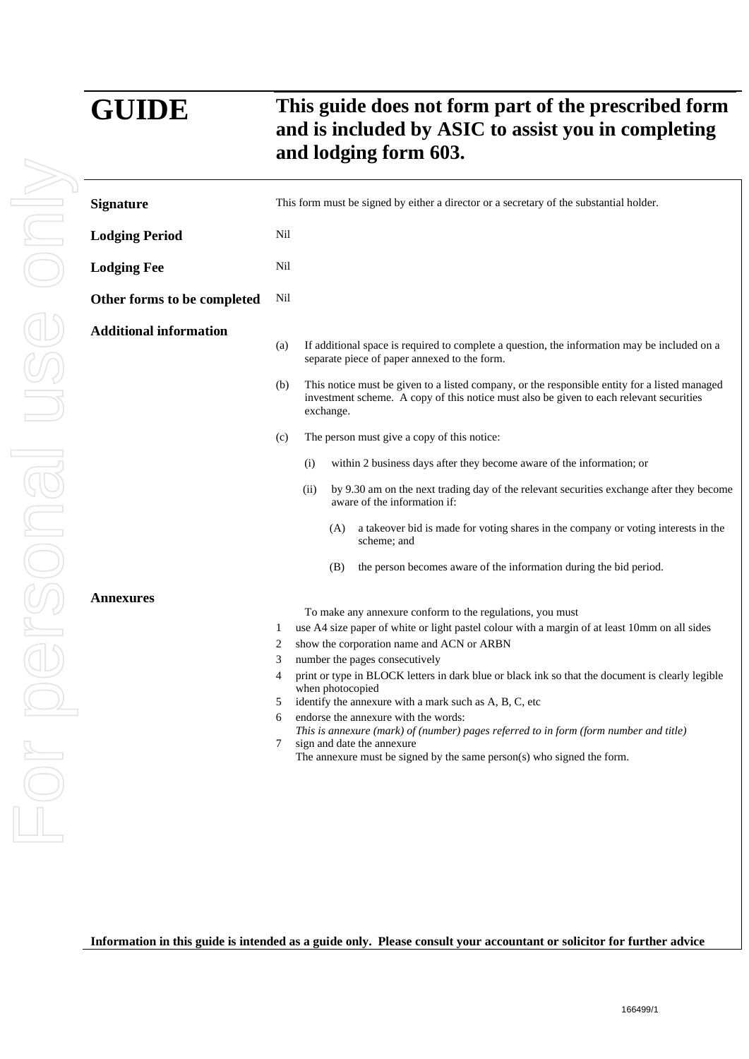# GUIDE

**This guide does not form part of the prescribed form and is included by ASIC to assist you in completing and lodging form 603.**

**Signature**

This form must be signed by either a director or a secretary of the substantial holder.

**Lodging Period**

Nil

**Lodging Fee**

Nil

**Other forms to be completed**

Nil

**Additional information**

(a) If additional space is required to complete a question, the information may be included on a separate piece of paper annexed to the form.

(b) This notice must be given to a listed company, or the responsible entity for a listed managed investment scheme. A copy of this notice must also be given to each relevant securities exchange.

(c) The person must give a copy of this notice:

   (i) within 2 business days after they become aware of the information; or

   (ii) by 9.30 am on the next trading day of the relevant securities exchange after they become aware of the information if:

      (A) a takeover bid is made for voting shares in the company or voting interests in the scheme; and

      (B) the person becomes aware of the information during the bid period.

**Annexures**

To make any annexure conform to the regulations, you must

1. use A4 size paper of white or light pastel colour with a margin of at least 10mm on all sides
2. show the corporation name and ACN or ARBN
3. number the pages consecutively
4. print or type in BLOCK letters in dark blue or black ink so that the document is clearly legible when photocopied
5. identify the annexure with a mark such as A, B, C, etc
6. endorse the annexure with the words:
   *This is annexure (mark) of (number) pages referred to in form (form number and title)*
7. sign and date the annexure
   The annexure must be signed by the same person(s) who signed the form.

**Information in this guide is intended as a guide only. Please consult your accountant or solicitor for further advice**

166499/1